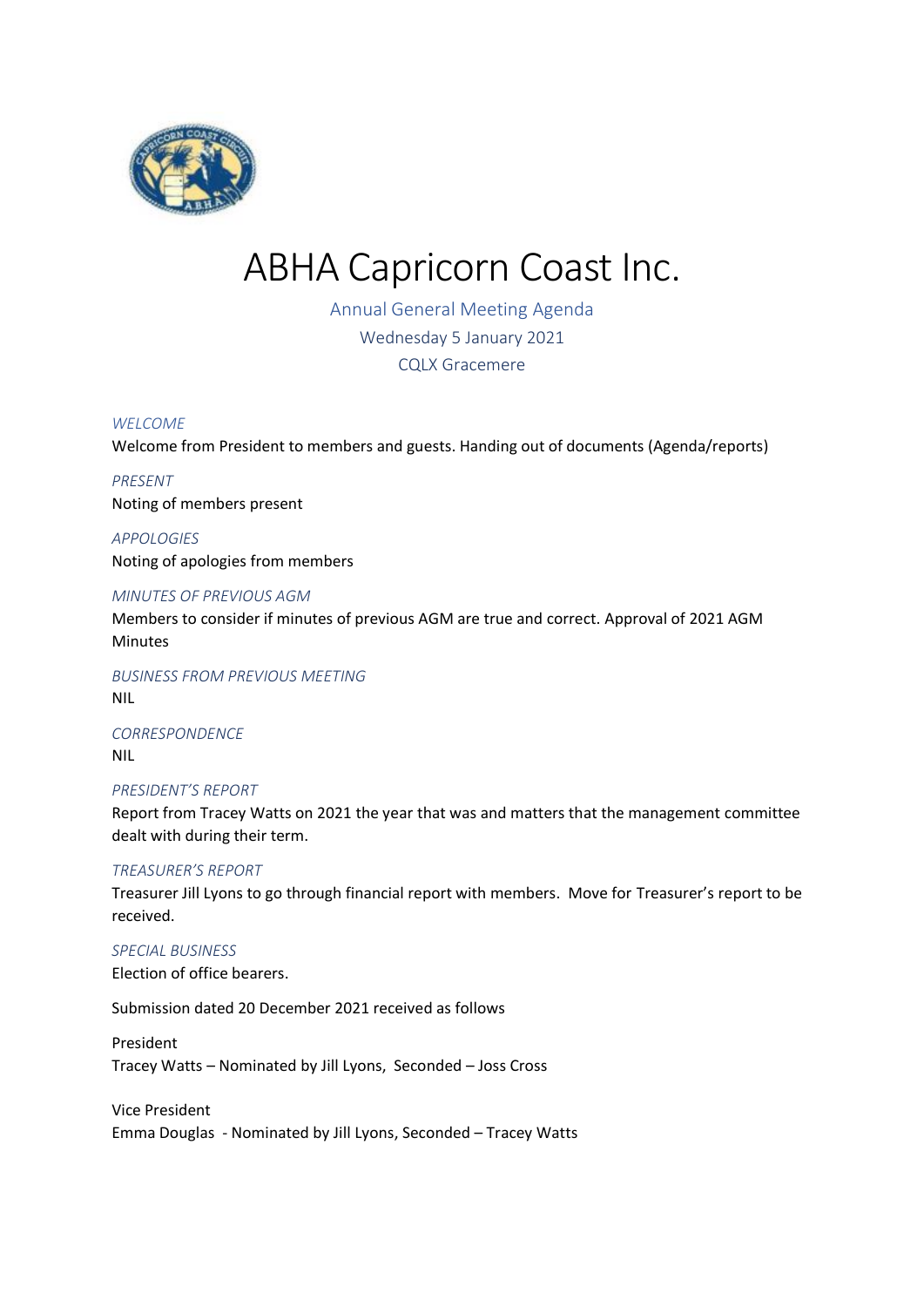# ABHA Capricorn Coast Inc.

Annual General Meeting Agenda
Wednesday 5 January 2021
CQLX Gracemere

*WELCOME*

Welcome from President to members and guests. Handing out of documents (Agenda/reports)

*PRESENT*

Noting of members present

*APPOLOGIES*

Noting of apologies from members

*MINUTES OF PREVIOUS AGM*

Members to consider if minutes of previous AGM are true and correct. Approval of 2021 AGM Minutes

*BUSINESS FROM PREVIOUS MEETING*

NIL

*CORRESPONDENCE*

NIL

*PRESIDENT'S REPORT*

Report from Tracey Watts on 2021 the year that was and matters that the management committee dealt with during their term.

*TREASURER'S REPORT*

Treasurer Jill Lyons to go through financial report with members. Move for Treasurer's report to be received.

*SPECIAL BUSINESS*

Election of office bearers.

Submission dated 20 December 2021 received as follows

President
Tracey Watts – Nominated by Jill Lyons, Seconded – Joss Cross

Vice President
Emma Douglas - Nominated by Jill Lyons, Seconded – Tracey Watts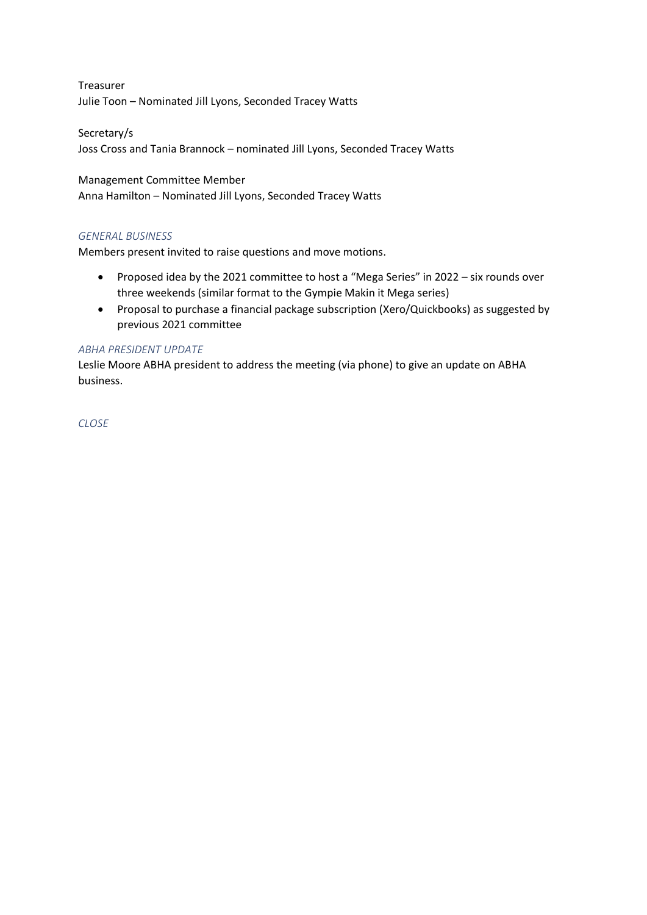Treasurer
Julie Toon – Nominated Jill Lyons, Seconded Tracey Watts

Secretary/s
Joss Cross and Tania Brannock – nominated Jill Lyons, Seconded Tracey Watts

Management Committee Member
Anna Hamilton – Nominated Jill Lyons, Seconded Tracey Watts

### *GENERAL BUSINESS*

Members present invited to raise questions and move motions.

- Proposed idea by the 2021 committee to host a "Mega Series" in 2022 – six rounds over three weekends (similar format to the Gympie Makin it Mega series)
- Proposal to purchase a financial package subscription (Xero/Quickbooks) as suggested by previous 2021 committee

### *ABHA PRESIDENT UPDATE*

Leslie Moore ABHA president to address the meeting (via phone) to give an update on ABHA business.

### *CLOSE*